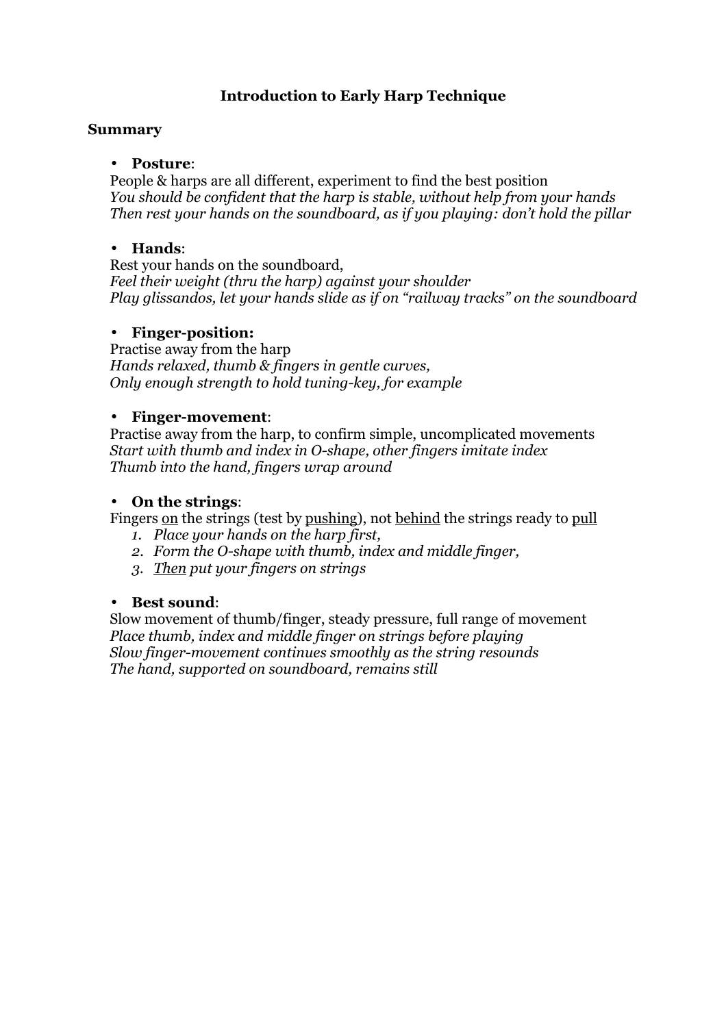# Introduction to Early Harp Technique

## Summary

- **Posture**:
  People & harps are all different, experiment to find the best position
  *You should be confident that the harp is stable, without help from your hands*
  *Then rest your hands on the soundboard, as if you playing: don't hold the pillar*

- **Hands**:
  Rest your hands on the soundboard,
  *Feel their weight (thru the harp) against your shoulder*
  *Play glissandos, let your hands slide as if on "railway tracks" on the soundboard*

- **Finger-position:**
  Practise away from the harp
  *Hands relaxed, thumb & fingers in gentle curves,*
  *Only enough strength to hold tuning-key, for example*

- **Finger-movement**:
  Practise away from the harp, to confirm simple, uncomplicated movements
  *Start with thumb and index in O-shape, other fingers imitate index*
  *Thumb into the hand, fingers wrap around*

- **On the strings**:
  Fingers <u>on</u> the strings (test by <u>pushing</u>), not <u>behind</u> the strings ready to <u>pull</u>
  1. *Place your hands on the harp first,*
  2. *Form the O-shape with thumb, index and middle finger,*
  3. *<u>Then</u> put your fingers on strings*

- **Best sound**:
  Slow movement of thumb/finger, steady pressure, full range of movement
  *Place thumb, index and middle finger on strings before playing*
  *Slow finger-movement continues smoothly as the string resounds*
  *The hand, supported on soundboard, remains still*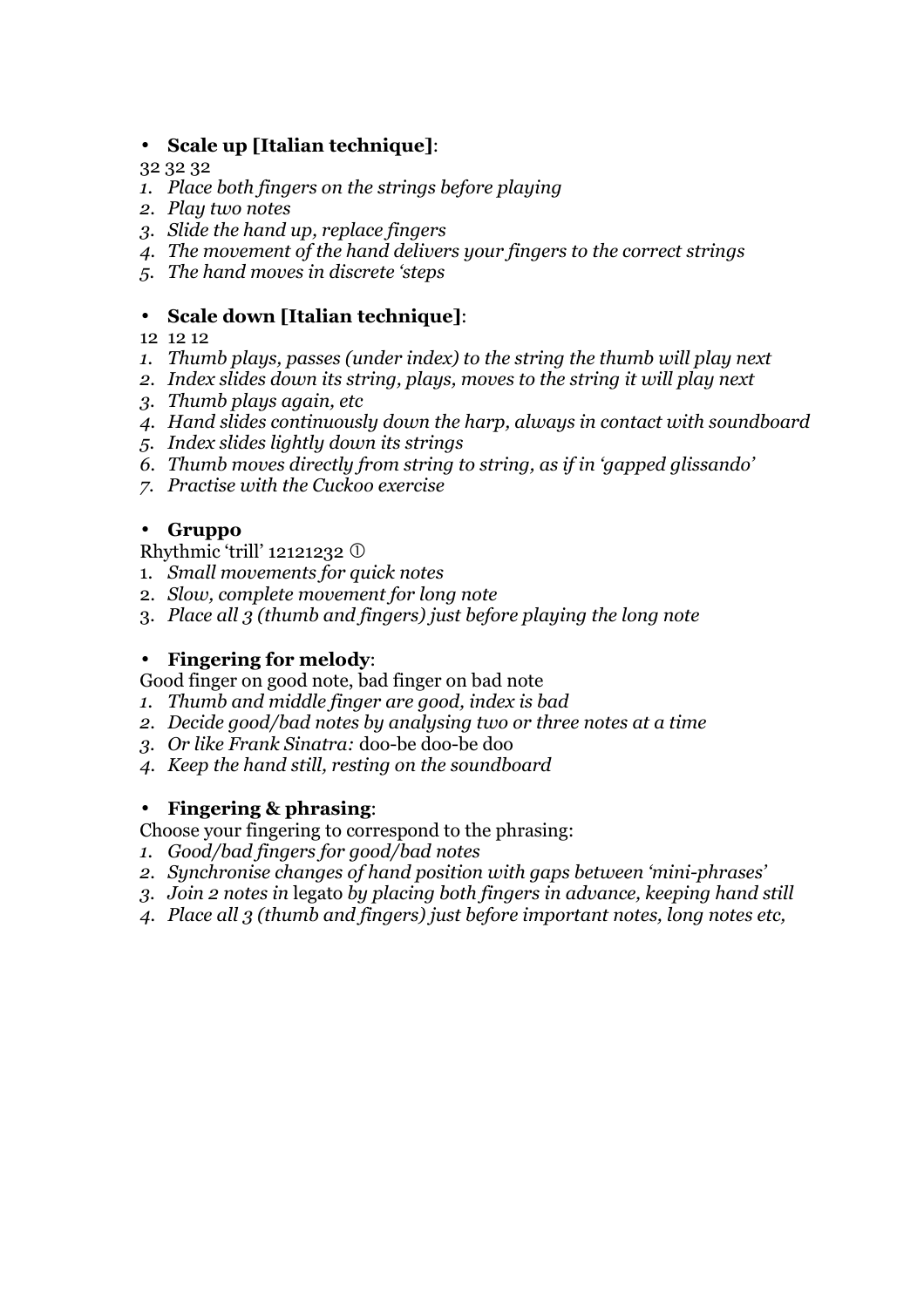- **Scale up [Italian technique]**:

32 32 32

1. *Place both fingers on the strings before playing*
2. *Play two notes*
3. *Slide the hand up, replace fingers*
4. *The movement of the hand delivers your fingers to the correct strings*
5. *The hand moves in discrete 'steps*

- **Scale down [Italian technique]**:

12 12 12

1. *Thumb plays, passes (under index) to the string the thumb will play next*
2. *Index slides down its string, plays, moves to the string it will play next*
3. *Thumb plays again, etc*
4. *Hand slides continuously down the harp, always in contact with soundboard*
5. *Index slides lightly down its strings*
6. *Thumb moves directly from string to string, as if in 'gapped glissando'*
7. *Practise with the Cuckoo exercise*

- **Gruppo**

Rhythmic 'trill' 12121232 ①

1. *Small movements for quick notes*
2. *Slow, complete movement for long note*
3. *Place all 3 (thumb and fingers) just before playing the long note*

- **Fingering for melody**:

Good finger on good note, bad finger on bad note

1. *Thumb and middle finger are good, index is bad*
2. *Decide good/bad notes by analysing two or three notes at a time*
3. *Or like Frank Sinatra:* doo-be doo-be doo
4. *Keep the hand still, resting on the soundboard*

- **Fingering & phrasing**:

Choose your fingering to correspond to the phrasing:

1. *Good/bad fingers for good/bad notes*
2. *Synchronise changes of hand position with gaps between 'mini-phrases'*
3. *Join 2 notes in* legato *by placing both fingers in advance, keeping hand still*
4. *Place all 3 (thumb and fingers) just before important notes, long notes etc,*